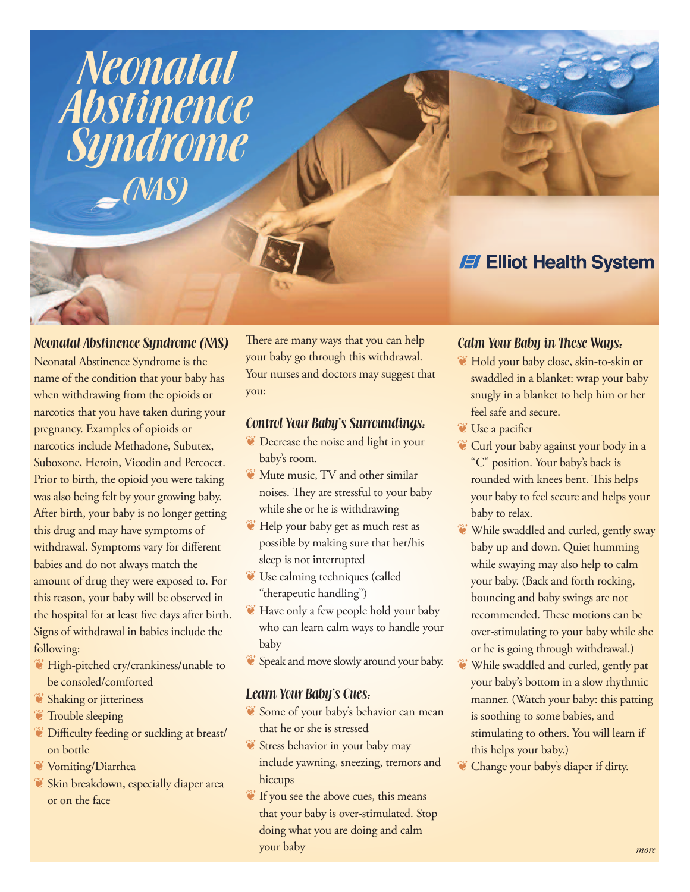# Neonatal Abstinence Syndrome (NAS)

Elliot Health System

## Neonatal Abstinence Syndrome (NAS)

Neonatal Abstinence Syndrome is the name of the condition that your baby has when withdrawing from the opioids or narcotics that you have taken during your pregnancy. Examples of opioids or narcotics include Methadone, Subutex, Suboxone, Heroin, Vicodin and Percocet. Prior to birth, the opioid you were taking was also being felt by your growing baby. After birth, your baby is no longer getting this drug and may have symptoms of withdrawal. Symptoms vary for different babies and do not always match the amount of drug they were exposed to. For this reason, your baby will be observed in the hospital for at least five days after birth. Signs of withdrawal in babies include the following:

- High-pitched cry/crankiness/unable to be consoled/comforted
- Shaking or jitteriness
- Trouble sleeping
- Difficulty feeding or suckling at breast/on bottle
- Vomiting/Diarrhea
- Skin breakdown, especially diaper area or on the face

There are many ways that you can help your baby go through this withdrawal. Your nurses and doctors may suggest that you:

## Control Your Baby's Surroundings:

- Decrease the noise and light in your baby's room.
- Mute music, TV and other similar noises. They are stressful to your baby while she or he is withdrawing
- Help your baby get as much rest as possible by making sure that her/his sleep is not interrupted
- Use calming techniques (called "therapeutic handling")
- Have only a few people hold your baby who can learn calm ways to handle your baby
- Speak and move slowly around your baby.

## Learn Your Baby's Cues:

- Some of your baby's behavior can mean that he or she is stressed
- Stress behavior in your baby may include yawning, sneezing, tremors and hiccups
- If you see the above cues, this means that your baby is over-stimulated. Stop doing what you are doing and calm your baby

## Calm Your Baby in These Ways:

- Hold your baby close, skin-to-skin or swaddled in a blanket: wrap your baby snugly in a blanket to help him or her feel safe and secure.
- Use a pacifier
- Curl your baby against your body in a "C" position. Your baby's back is rounded with knees bent. This helps your baby to feel secure and helps your baby to relax.
- While swaddled and curled, gently sway baby up and down. Quiet humming while swaying may also help to calm your baby. (Back and forth rocking, bouncing and baby swings are not recommended. These motions can be over-stimulating to your baby while she or he is going through withdrawal.)
- While swaddled and curled, gently pat your baby's bottom in a slow rhythmic manner. (Watch your baby: this patting is soothing to some babies, and stimulating to others. You will learn if this helps your baby.)
- Change your baby's diaper if dirty.

*more*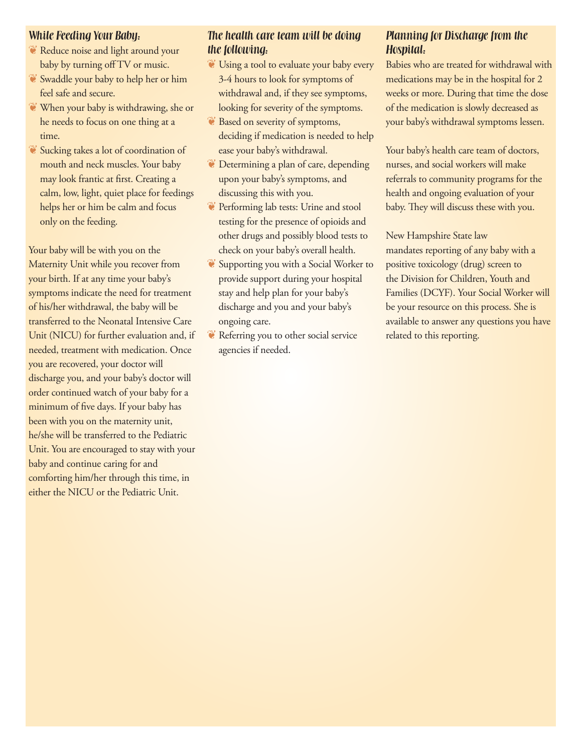### While Feeding Your Baby:

- Reduce noise and light around your baby by turning off TV or music.
- Swaddle your baby to help her or him feel safe and secure.
- When your baby is withdrawing, she or he needs to focus on one thing at a time.
- Sucking takes a lot of coordination of mouth and neck muscles. Your baby may look frantic at first. Creating a calm, low, light, quiet place for feedings helps her or him be calm and focus only on the feeding.

Your baby will be with you on the Maternity Unit while you recover from your birth. If at any time your baby's symptoms indicate the need for treatment of his/her withdrawal, the baby will be transferred to the Neonatal Intensive Care Unit (NICU) for further evaluation and, if needed, treatment with medication. Once you are recovered, your doctor will discharge you, and your baby's doctor will order continued watch of your baby for a minimum of five days. If your baby has been with you on the maternity unit, he/she will be transferred to the Pediatric Unit. You are encouraged to stay with your baby and continue caring for and comforting him/her through this time, in either the NICU or the Pediatric Unit.

### The health care team will be doing the following:

- Using a tool to evaluate your baby every 3-4 hours to look for symptoms of withdrawal and, if they see symptoms, looking for severity of the symptoms.
- Based on severity of symptoms, deciding if medication is needed to help ease your baby's withdrawal.
- Determining a plan of care, depending upon your baby's symptoms, and discussing this with you.
- Performing lab tests: Urine and stool testing for the presence of opioids and other drugs and possibly blood tests to check on your baby's overall health.
- Supporting you with a Social Worker to provide support during your hospital stay and help plan for your baby's discharge and you and your baby's ongoing care.
- Referring you to other social service agencies if needed.

### Planning for Discharge from the Hospital:

Babies who are treated for withdrawal with medications may be in the hospital for 2 weeks or more. During that time the dose of the medication is slowly decreased as your baby's withdrawal symptoms lessen.

Your baby's health care team of doctors, nurses, and social workers will make referrals to community programs for the health and ongoing evaluation of your baby. They will discuss these with you.

New Hampshire State law mandates reporting of any baby with a positive toxicology (drug) screen to the Division for Children, Youth and Families (DCYF). Your Social Worker will be your resource on this process. She is available to answer any questions you have related to this reporting.